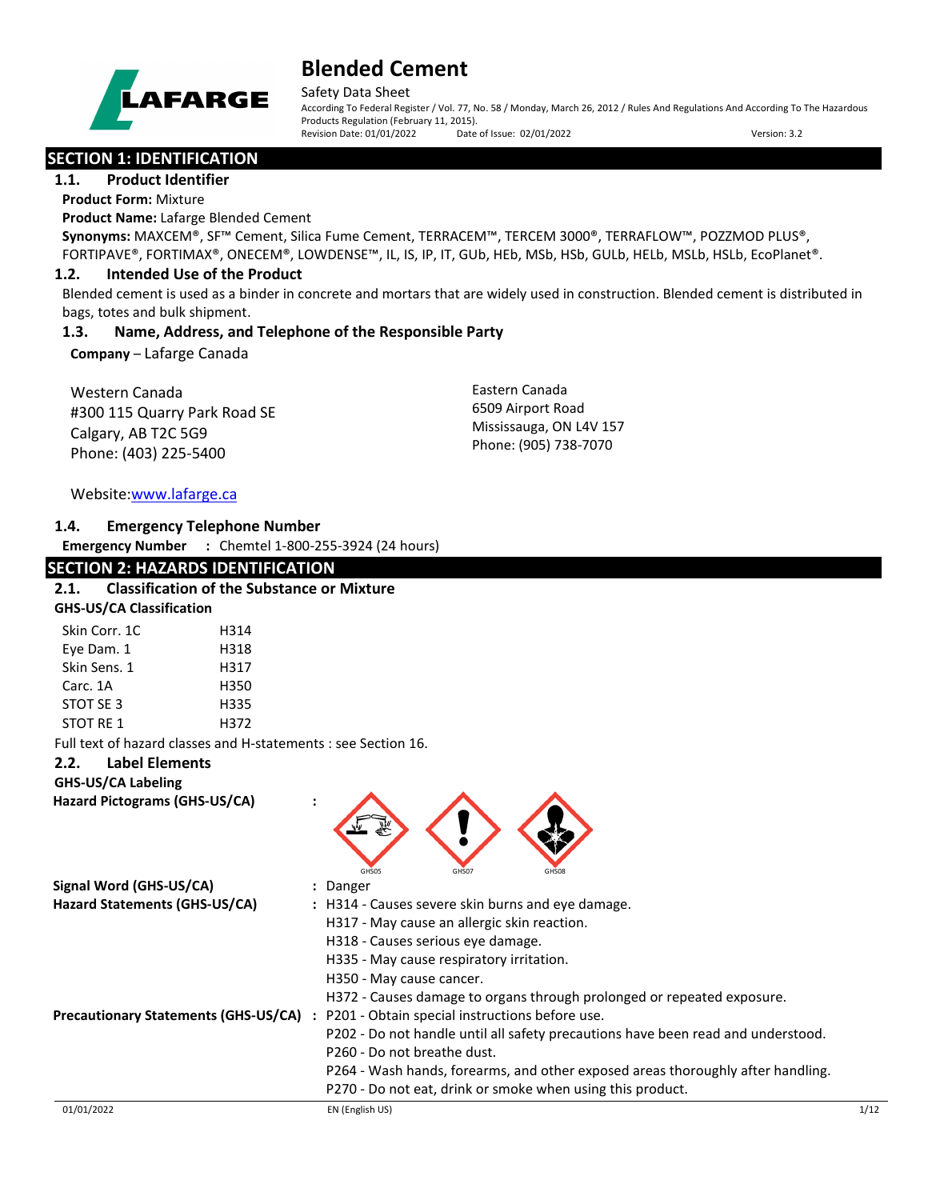# Blended Cement

Safety Data Sheet

According To Federal Register / Vol. 77, No. 58 / Monday, March 26, 2012 / Rules And Regulations And According To The Hazardous Products Regulation (February 11, 2015).

Revision Date: 01/01/2022 Date of Issue: 02/01/2022 Version: 3.2

## SECTION 1: IDENTIFICATION

### 1.1. Product Identifier

**Product Form:** Mixture

**Product Name:** Lafarge Blended Cement

**Synonyms:** MAXCEM®, SF™ Cement, Silica Fume Cement, TERRACEM™, TERCEM 3000®, TERRAFLOW™, POZZMOD PLUS®, FORTIPAVE®, FORTIMAX®, ONECEM®, LOWDENSE™, IL, IS, IP, IT, GUb, HEb, MSb, HSb, GULb, HELb, MSLb, HSLb, EcoPlanet®.

### 1.2. Intended Use of the Product

Blended cement is used as a binder in concrete and mortars that are widely used in construction. Blended cement is distributed in bags, totes and bulk shipment.

### 1.3. Name, Address, and Telephone of the Responsible Party

**Company** – Lafarge Canada

Western Canada
#300 115 Quarry Park Road SE
Calgary, AB T2C 5G9
Phone: (403) 225-5400

Eastern Canada
6509 Airport Road
Mississauga, ON L4V 157
Phone: (905) 738-7070

Website: www.lafarge.ca

### 1.4. Emergency Telephone Number

**Emergency Number** : Chemtel 1-800-255-3924 (24 hours)

## SECTION 2: HAZARDS IDENTIFICATION

### 2.1. Classification of the Substance or Mixture

**GHS-US/CA Classification**

| | |
|---|---|
| Skin Corr. 1C | H314 |
| Eye Dam. 1 | H318 |
| Skin Sens. 1 | H317 |
| Carc. 1A | H350 |
| STOT SE 3 | H335 |
| STOT RE 1 | H372 |

Full text of hazard classes and H-statements : see Section 16.

### 2.2. Label Elements

**GHS-US/CA Labeling**

**Hazard Pictograms (GHS-US/CA)** : GHS05 GHS07 GHS08

**Signal Word (GHS-US/CA)** : Danger

**Hazard Statements (GHS-US/CA)** :
H314 - Causes severe skin burns and eye damage.
H317 - May cause an allergic skin reaction.
H318 - Causes serious eye damage.
H335 - May cause respiratory irritation.
H350 - May cause cancer.
H372 - Causes damage to organs through prolonged or repeated exposure.

**Precautionary Statements (GHS-US/CA)** :
P201 - Obtain special instructions before use.
P202 - Do not handle until all safety precautions have been read and understood.
P260 - Do not breathe dust.
P264 - Wash hands, forearms, and other exposed areas thoroughly after handling.
P270 - Do not eat, drink or smoke when using this product.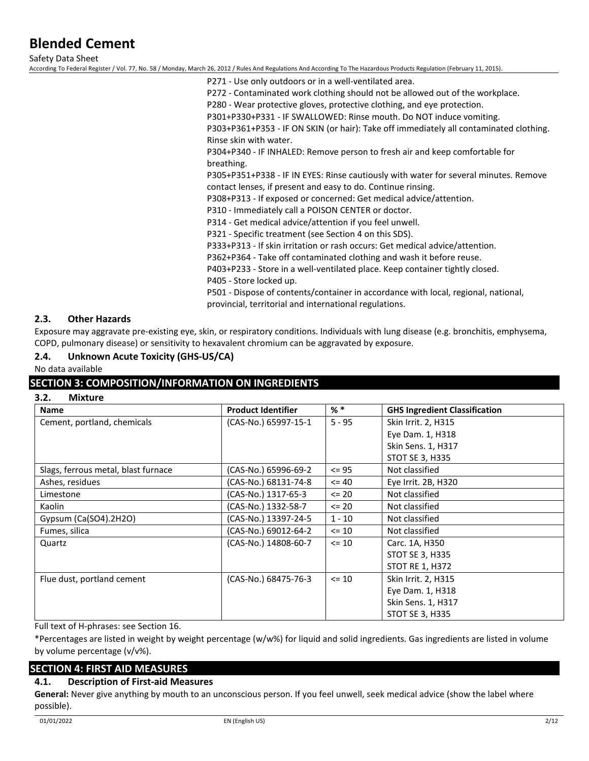P271 - Use only outdoors or in a well-ventilated area.
P272 - Contaminated work clothing should not be allowed out of the workplace.
P280 - Wear protective gloves, protective clothing, and eye protection.
P301+P330+P331 - IF SWALLOWED: Rinse mouth. Do NOT induce vomiting.
P303+P361+P353 - IF ON SKIN (or hair): Take off immediately all contaminated clothing. Rinse skin with water.
P304+P340 - IF INHALED: Remove person to fresh air and keep comfortable for breathing.
P305+P351+P338 - IF IN EYES: Rinse cautiously with water for several minutes. Remove contact lenses, if present and easy to do. Continue rinsing.
P308+P313 - If exposed or concerned: Get medical advice/attention.
P310 - Immediately call a POISON CENTER or doctor.
P314 - Get medical advice/attention if you feel unwell.
P321 - Specific treatment (see Section 4 on this SDS).
P333+P313 - If skin irritation or rash occurs: Get medical advice/attention.
P362+P364 - Take off contaminated clothing and wash it before reuse.
P403+P233 - Store in a well-ventilated place. Keep container tightly closed.
P405 - Store locked up.
P501 - Dispose of contents/container in accordance with local, regional, national, provincial, territorial and international regulations.

### 2.3. Other Hazards

Exposure may aggravate pre-existing eye, skin, or respiratory conditions. Individuals with lung disease (e.g. bronchitis, emphysema, COPD, pulmonary disease) or sensitivity to hexavalent chromium can be aggravated by exposure.

### 2.4. Unknown Acute Toxicity (GHS-US/CA)

No data available

## SECTION 3: COMPOSITION/INFORMATION ON INGREDIENTS

### 3.2. Mixture

| Name | Product Identifier | % * | GHS Ingredient Classification |
|---|---|---|---|
| Cement, portland, chemicals | (CAS-No.) 65997-15-1 | 5 - 95 | Skin Irrit. 2, H315<br>Eye Dam. 1, H318<br>Skin Sens. 1, H317<br>STOT SE 3, H335 |
| Slags, ferrous metal, blast furnace | (CAS-No.) 65996-69-2 | <= 95 | Not classified |
| Ashes, residues | (CAS-No.) 68131-74-8 | <= 40 | Eye Irrit. 2B, H320 |
| Limestone | (CAS-No.) 1317-65-3 | <= 20 | Not classified |
| Kaolin | (CAS-No.) 1332-58-7 | <= 20 | Not classified |
| Gypsum (Ca(SO4).2H2O) | (CAS-No.) 13397-24-5 | 1 - 10 | Not classified |
| Fumes, silica | (CAS-No.) 69012-64-2 | <= 10 | Not classified |
| Quartz | (CAS-No.) 14808-60-7 | <= 10 | Carc. 1A, H350<br>STOT SE 3, H335<br>STOT RE 1, H372 |
| Flue dust, portland cement | (CAS-No.) 68475-76-3 | <= 10 | Skin Irrit. 2, H315<br>Eye Dam. 1, H318<br>Skin Sens. 1, H317<br>STOT SE 3, H335 |

Full text of H-phrases: see Section 16.

*Percentages are listed in weight by weight percentage (w/w%) for liquid and solid ingredients. Gas ingredients are listed in volume by volume percentage (v/v%).

## SECTION 4: FIRST AID MEASURES

### 4.1. Description of First-aid Measures

**General:** Never give anything by mouth to an unconscious person. If you feel unwell, seek medical advice (show the label where possible).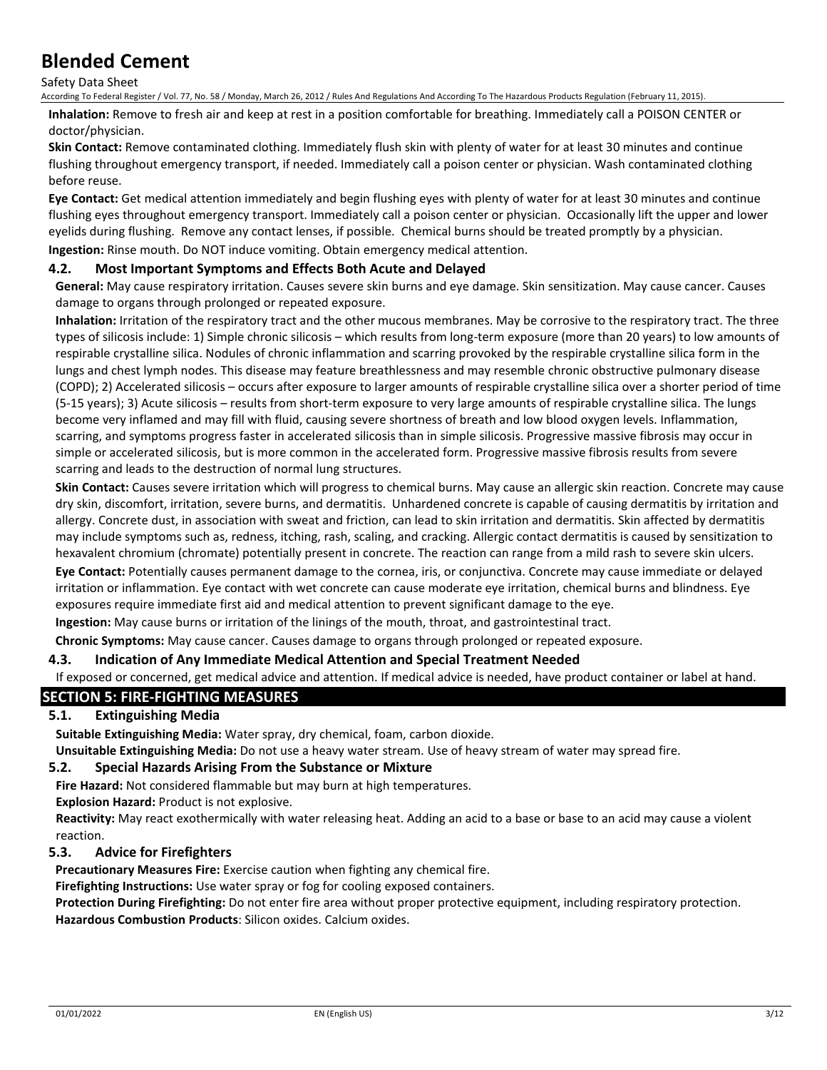**Inhalation:** Remove to fresh air and keep at rest in a position comfortable for breathing. Immediately call a POISON CENTER or doctor/physician.

**Skin Contact:** Remove contaminated clothing. Immediately flush skin with plenty of water for at least 30 minutes and continue flushing throughout emergency transport, if needed. Immediately call a poison center or physician. Wash contaminated clothing before reuse.

**Eye Contact:** Get medical attention immediately and begin flushing eyes with plenty of water for at least 30 minutes and continue flushing eyes throughout emergency transport. Immediately call a poison center or physician. Occasionally lift the upper and lower eyelids during flushing. Remove any contact lenses, if possible. Chemical burns should be treated promptly by a physician.

**Ingestion:** Rinse mouth. Do NOT induce vomiting. Obtain emergency medical attention.

### 4.2. Most Important Symptoms and Effects Both Acute and Delayed

**General:** May cause respiratory irritation. Causes severe skin burns and eye damage. Skin sensitization. May cause cancer. Causes damage to organs through prolonged or repeated exposure.

**Inhalation:** Irritation of the respiratory tract and the other mucous membranes. May be corrosive to the respiratory tract. The three types of silicosis include: 1) Simple chronic silicosis – which results from long-term exposure (more than 20 years) to low amounts of respirable crystalline silica. Nodules of chronic inflammation and scarring provoked by the respirable crystalline silica form in the lungs and chest lymph nodes. This disease may feature breathlessness and may resemble chronic obstructive pulmonary disease (COPD); 2) Accelerated silicosis – occurs after exposure to larger amounts of respirable crystalline silica over a shorter period of time (5-15 years); 3) Acute silicosis – results from short-term exposure to very large amounts of respirable crystalline silica. The lungs become very inflamed and may fill with fluid, causing severe shortness of breath and low blood oxygen levels. Inflammation, scarring, and symptoms progress faster in accelerated silicosis than in simple silicosis. Progressive massive fibrosis may occur in simple or accelerated silicosis, but is more common in the accelerated form. Progressive massive fibrosis results from severe scarring and leads to the destruction of normal lung structures.

**Skin Contact:** Causes severe irritation which will progress to chemical burns. May cause an allergic skin reaction. Concrete may cause dry skin, discomfort, irritation, severe burns, and dermatitis. Unhardened concrete is capable of causing dermatitis by irritation and allergy. Concrete dust, in association with sweat and friction, can lead to skin irritation and dermatitis. Skin affected by dermatitis may include symptoms such as, redness, itching, rash, scaling, and cracking. Allergic contact dermatitis is caused by sensitization to hexavalent chromium (chromate) potentially present in concrete. The reaction can range from a mild rash to severe skin ulcers.

**Eye Contact:** Potentially causes permanent damage to the cornea, iris, or conjunctiva. Concrete may cause immediate or delayed irritation or inflammation. Eye contact with wet concrete can cause moderate eye irritation, chemical burns and blindness. Eye exposures require immediate first aid and medical attention to prevent significant damage to the eye.

**Ingestion:** May cause burns or irritation of the linings of the mouth, throat, and gastrointestinal tract.

**Chronic Symptoms:** May cause cancer. Causes damage to organs through prolonged or repeated exposure.

### 4.3. Indication of Any Immediate Medical Attention and Special Treatment Needed

If exposed or concerned, get medical advice and attention. If medical advice is needed, have product container or label at hand.

## SECTION 5: FIRE-FIGHTING MEASURES

### 5.1. Extinguishing Media

**Suitable Extinguishing Media:** Water spray, dry chemical, foam, carbon dioxide.

**Unsuitable Extinguishing Media:** Do not use a heavy water stream. Use of heavy stream of water may spread fire.

### 5.2. Special Hazards Arising From the Substance or Mixture

**Fire Hazard:** Not considered flammable but may burn at high temperatures.

**Explosion Hazard:** Product is not explosive.

**Reactivity:** May react exothermically with water releasing heat. Adding an acid to a base or base to an acid may cause a violent reaction.

### 5.3. Advice for Firefighters

**Precautionary Measures Fire:** Exercise caution when fighting any chemical fire.

**Firefighting Instructions:** Use water spray or fog for cooling exposed containers.

**Protection During Firefighting:** Do not enter fire area without proper protective equipment, including respiratory protection.

**Hazardous Combustion Products**: Silicon oxides. Calcium oxides.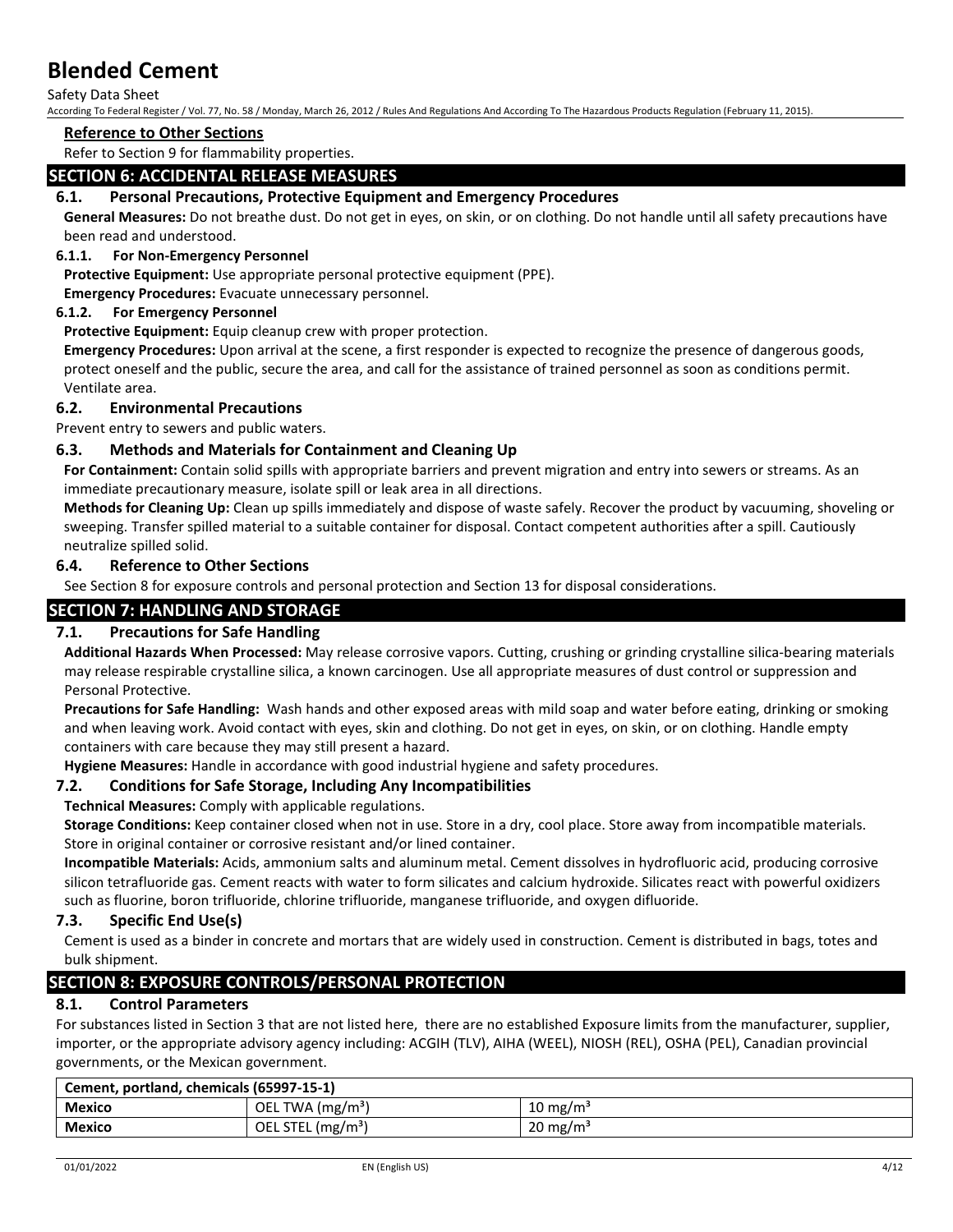### Reference to Other Sections

Refer to Section 9 for flammability properties.

## SECTION 6: ACCIDENTAL RELEASE MEASURES

### 6.1. Personal Precautions, Protective Equipment and Emergency Procedures

**General Measures:** Do not breathe dust. Do not get in eyes, on skin, or on clothing. Do not handle until all safety precautions have been read and understood.

#### 6.1.1. For Non-Emergency Personnel

**Protective Equipment:** Use appropriate personal protective equipment (PPE).

**Emergency Procedures:** Evacuate unnecessary personnel.

#### 6.1.2. For Emergency Personnel

**Protective Equipment:** Equip cleanup crew with proper protection.

**Emergency Procedures:** Upon arrival at the scene, a first responder is expected to recognize the presence of dangerous goods, protect oneself and the public, secure the area, and call for the assistance of trained personnel as soon as conditions permit. Ventilate area.

### 6.2. Environmental Precautions

Prevent entry to sewers and public waters.

### 6.3. Methods and Materials for Containment and Cleaning Up

**For Containment:** Contain solid spills with appropriate barriers and prevent migration and entry into sewers or streams. As an immediate precautionary measure, isolate spill or leak area in all directions.

**Methods for Cleaning Up:** Clean up spills immediately and dispose of waste safely. Recover the product by vacuuming, shoveling or sweeping. Transfer spilled material to a suitable container for disposal. Contact competent authorities after a spill. Cautiously neutralize spilled solid.

### 6.4. Reference to Other Sections

See Section 8 for exposure controls and personal protection and Section 13 for disposal considerations.

## SECTION 7: HANDLING AND STORAGE

### 7.1. Precautions for Safe Handling

**Additional Hazards When Processed:** May release corrosive vapors. Cutting, crushing or grinding crystalline silica-bearing materials may release respirable crystalline silica, a known carcinogen. Use all appropriate measures of dust control or suppression and Personal Protective.

**Precautions for Safe Handling:** Wash hands and other exposed areas with mild soap and water before eating, drinking or smoking and when leaving work. Avoid contact with eyes, skin and clothing. Do not get in eyes, on skin, or on clothing. Handle empty containers with care because they may still present a hazard.

**Hygiene Measures:** Handle in accordance with good industrial hygiene and safety procedures.

### 7.2. Conditions for Safe Storage, Including Any Incompatibilities

**Technical Measures:** Comply with applicable regulations.

**Storage Conditions:** Keep container closed when not in use. Store in a dry, cool place. Store away from incompatible materials. Store in original container or corrosive resistant and/or lined container.

**Incompatible Materials:** Acids, ammonium salts and aluminum metal. Cement dissolves in hydrofluoric acid, producing corrosive silicon tetrafluoride gas. Cement reacts with water to form silicates and calcium hydroxide. Silicates react with powerful oxidizers such as fluorine, boron trifluoride, chlorine trifluoride, manganese trifluoride, and oxygen difluoride.

### 7.3. Specific End Use(s)

Cement is used as a binder in concrete and mortars that are widely used in construction. Cement is distributed in bags, totes and bulk shipment.

## SECTION 8: EXPOSURE CONTROLS/PERSONAL PROTECTION

### 8.1. Control Parameters

For substances listed in Section 3 that are not listed here, there are no established Exposure limits from the manufacturer, supplier, importer, or the appropriate advisory agency including: ACGIH (TLV), AIHA (WEEL), NIOSH (REL), OSHA (PEL), Canadian provincial governments, or the Mexican government.

| Cement, portland, chemicals (65997-15-1) | | |
|---|---|---|
| **Mexico** | OEL TWA (mg/m³) | 10 mg/m³ |
| **Mexico** | OEL STEL (mg/m³) | 20 mg/m³ |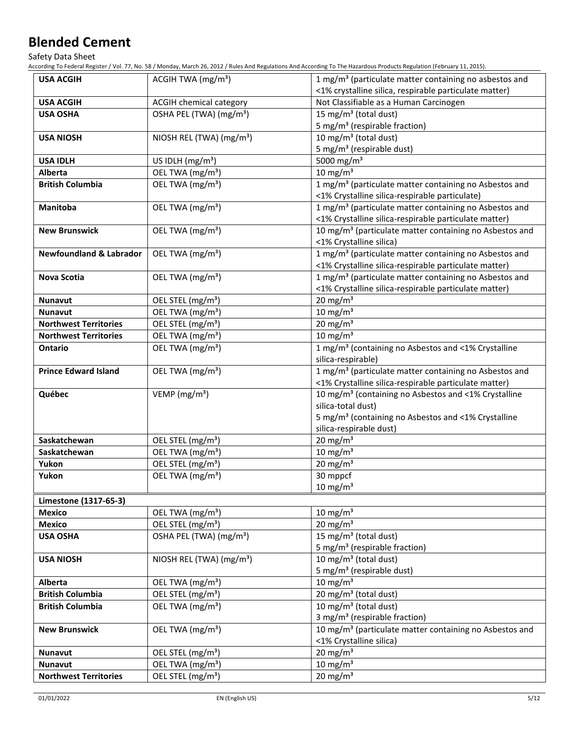| USA ACGIH | ACGIH TWA ($mg/m^3$) | 1 $mg/m^3$ (particulate matter containing no asbestos and <1% crystalline silica, respirable particulate matter) |
|---|---|---|
| USA ACGIH | ACGIH chemical category | Not Classifiable as a Human Carcinogen |
| USA OSHA | OSHA PEL (TWA) ($mg/m^3$) | 15 $mg/m^3$ (total dust)<br>5 $mg/m^3$ (respirable fraction) |
| USA NIOSH | NIOSH REL (TWA) ($mg/m^3$) | 10 $mg/m^3$ (total dust)<br>5 $mg/m^3$ (respirable dust) |
| USA IDLH | US IDLH ($mg/m^3$) | 5000 $mg/m^3$ |
| Alberta | OEL TWA ($mg/m^3$) | 10 $mg/m^3$ |
| British Columbia | OEL TWA ($mg/m^3$) | 1 $mg/m^3$ (particulate matter containing no Asbestos and <1% Crystalline silica-respirable particulate) |
| Manitoba | OEL TWA ($mg/m^3$) | 1 $mg/m^3$ (particulate matter containing no Asbestos and <1% Crystalline silica-respirable particulate matter) |
| New Brunswick | OEL TWA ($mg/m^3$) | 10 $mg/m^3$ (particulate matter containing no Asbestos and <1% Crystalline silica) |
| Newfoundland & Labrador | OEL TWA ($mg/m^3$) | 1 $mg/m^3$ (particulate matter containing no Asbestos and <1% Crystalline silica-respirable particulate matter) |
| Nova Scotia | OEL TWA ($mg/m^3$) | 1 $mg/m^3$ (particulate matter containing no Asbestos and <1% Crystalline silica-respirable particulate matter) |
| Nunavut | OEL STEL ($mg/m^3$) | 20 $mg/m^3$ |
| Nunavut | OEL TWA ($mg/m^3$) | 10 $mg/m^3$ |
| Northwest Territories | OEL STEL ($mg/m^3$) | 20 $mg/m^3$ |
| Northwest Territories | OEL TWA ($mg/m^3$) | 10 $mg/m^3$ |
| Ontario | OEL TWA ($mg/m^3$) | 1 $mg/m^3$ (containing no Asbestos and <1% Crystalline silica-respirable) |
| Prince Edward Island | OEL TWA ($mg/m^3$) | 1 $mg/m^3$ (particulate matter containing no Asbestos and <1% Crystalline silica-respirable particulate matter) |
| Québec | VEMP ($mg/m^3$) | 10 $mg/m^3$ (containing no Asbestos and <1% Crystalline silica-total dust)<br>5 $mg/m^3$ (containing no Asbestos and <1% Crystalline silica-respirable dust) |
| Saskatchewan | OEL STEL ($mg/m^3$) | 20 $mg/m^3$ |
| Saskatchewan | OEL TWA ($mg/m^3$) | 10 $mg/m^3$ |
| Yukon | OEL STEL ($mg/m^3$) | 20 $mg/m^3$ |
| Yukon | OEL TWA ($mg/m^3$) | 30 mppcf<br>10 $mg/m^3$ |

| Limestone (1317-65-3) | | |
|---|---|---|
| Mexico | OEL TWA ($mg/m^3$) | 10 $mg/m^3$ |
| Mexico | OEL STEL ($mg/m^3$) | 20 $mg/m^3$ |
| USA OSHA | OSHA PEL (TWA) ($mg/m^3$) | 15 $mg/m^3$ (total dust)<br>5 $mg/m^3$ (respirable fraction) |
| USA NIOSH | NIOSH REL (TWA) ($mg/m^3$) | 10 $mg/m^3$ (total dust)<br>5 $mg/m^3$ (respirable dust) |
| Alberta | OEL TWA ($mg/m^3$) | 10 $mg/m^3$ |
| British Columbia | OEL STEL ($mg/m^3$) | 20 $mg/m^3$ (total dust) |
| British Columbia | OEL TWA ($mg/m^3$) | 10 $mg/m^3$ (total dust)<br>3 $mg/m^3$ (respirable fraction) |
| New Brunswick | OEL TWA ($mg/m^3$) | 10 $mg/m^3$ (particulate matter containing no Asbestos and <1% Crystalline silica) |
| Nunavut | OEL STEL ($mg/m^3$) | 20 $mg/m^3$ |
| Nunavut | OEL TWA ($mg/m^3$) | 10 $mg/m^3$ |
| Northwest Territories | OEL STEL ($mg/m^3$) | 20 $mg/m^3$ |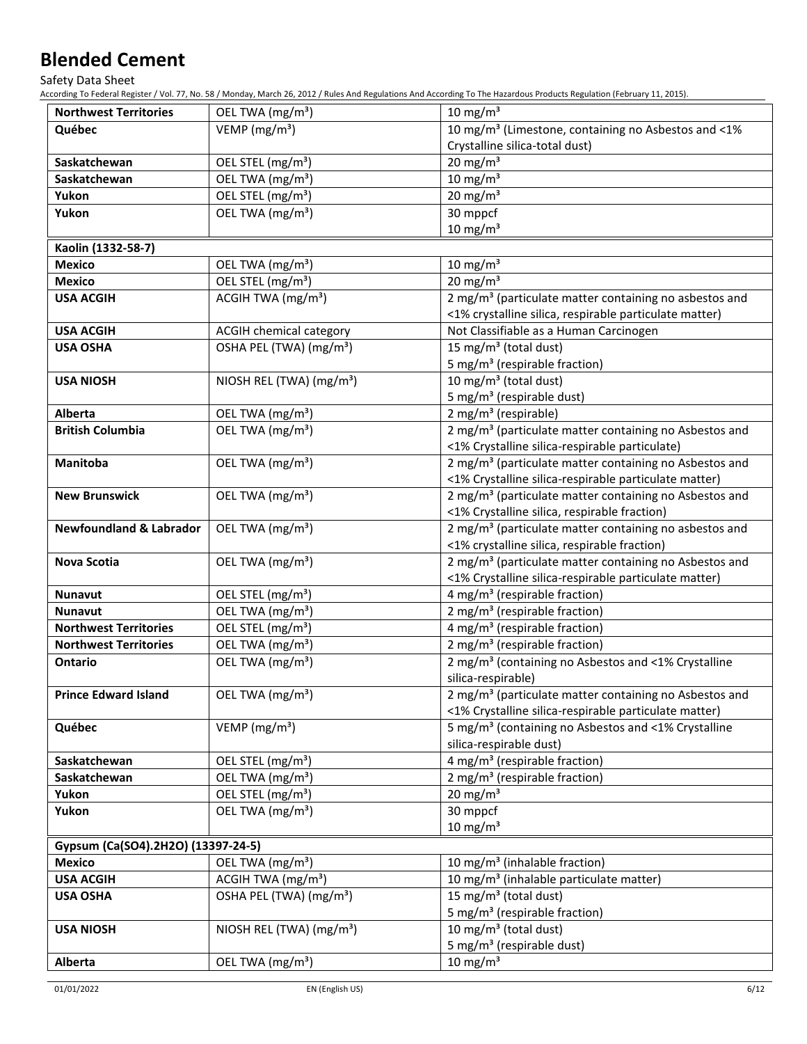| Northwest Territories | OEL TWA (mg/m³) | 10 mg/m³ |
|---|---|---|
| Québec | VEMP (mg/m³) | 10 mg/m³ (Limestone, containing no Asbestos and <1% Crystalline silica-total dust) |
| Saskatchewan | OEL STEL (mg/m³) | 20 mg/m³ |
| Saskatchewan | OEL TWA (mg/m³) | 10 mg/m³ |
| Yukon | OEL STEL (mg/m³) | 20 mg/m³ |
| Yukon | OEL TWA (mg/m³) | 30 mppcf<br>10 mg/m³ |

| Kaolin (1332-58-7) | | |
|---|---|---|
| Mexico | OEL TWA (mg/m³) | 10 mg/m³ |
| Mexico | OEL STEL (mg/m³) | 20 mg/m³ |
| USA ACGIH | ACGIH TWA (mg/m³) | 2 mg/m³ (particulate matter containing no asbestos and <1% crystalline silica, respirable particulate matter) |
| USA ACGIH | ACGIH chemical category | Not Classifiable as a Human Carcinogen |
| USA OSHA | OSHA PEL (TWA) (mg/m³) | 15 mg/m³ (total dust)<br>5 mg/m³ (respirable fraction) |
| USA NIOSH | NIOSH REL (TWA) (mg/m³) | 10 mg/m³ (total dust)<br>5 mg/m³ (respirable dust) |
| Alberta | OEL TWA (mg/m³) | 2 mg/m³ (respirable) |
| British Columbia | OEL TWA (mg/m³) | 2 mg/m³ (particulate matter containing no Asbestos and <1% Crystalline silica-respirable particulate) |
| Manitoba | OEL TWA (mg/m³) | 2 mg/m³ (particulate matter containing no Asbestos and <1% Crystalline silica-respirable particulate matter) |
| New Brunswick | OEL TWA (mg/m³) | 2 mg/m³ (particulate matter containing no Asbestos and <1% Crystalline silica, respirable fraction) |
| Newfoundland & Labrador | OEL TWA (mg/m³) | 2 mg/m³ (particulate matter containing no asbestos and <1% crystalline silica, respirable fraction) |
| Nova Scotia | OEL TWA (mg/m³) | 2 mg/m³ (particulate matter containing no Asbestos and <1% Crystalline silica-respirable particulate matter) |
| Nunavut | OEL STEL (mg/m³) | 4 mg/m³ (respirable fraction) |
| Nunavut | OEL TWA (mg/m³) | 2 mg/m³ (respirable fraction) |
| Northwest Territories | OEL STEL (mg/m³) | 4 mg/m³ (respirable fraction) |
| Northwest Territories | OEL TWA (mg/m³) | 2 mg/m³ (respirable fraction) |
| Ontario | OEL TWA (mg/m³) | 2 mg/m³ (containing no Asbestos and <1% Crystalline silica-respirable) |
| Prince Edward Island | OEL TWA (mg/m³) | 2 mg/m³ (particulate matter containing no Asbestos and <1% Crystalline silica-respirable particulate matter) |
| Québec | VEMP (mg/m³) | 5 mg/m³ (containing no Asbestos and <1% Crystalline silica-respirable dust) |
| Saskatchewan | OEL STEL (mg/m³) | 4 mg/m³ (respirable fraction) |
| Saskatchewan | OEL TWA (mg/m³) | 2 mg/m³ (respirable fraction) |
| Yukon | OEL STEL (mg/m³) | 20 mg/m³ |
| Yukon | OEL TWA (mg/m³) | 30 mppcf<br>10 mg/m³ |

| Gypsum (Ca(SO4).2H2O) (13397-24-5) | | |
|---|---|---|
| Mexico | OEL TWA (mg/m³) | 10 mg/m³ (inhalable fraction) |
| USA ACGIH | ACGIH TWA (mg/m³) | 10 mg/m³ (inhalable particulate matter) |
| USA OSHA | OSHA PEL (TWA) (mg/m³) | 15 mg/m³ (total dust)<br>5 mg/m³ (respirable fraction) |
| USA NIOSH | NIOSH REL (TWA) (mg/m³) | 10 mg/m³ (total dust)<br>5 mg/m³ (respirable dust) |
| Alberta | OEL TWA (mg/m³) | 10 mg/m³ |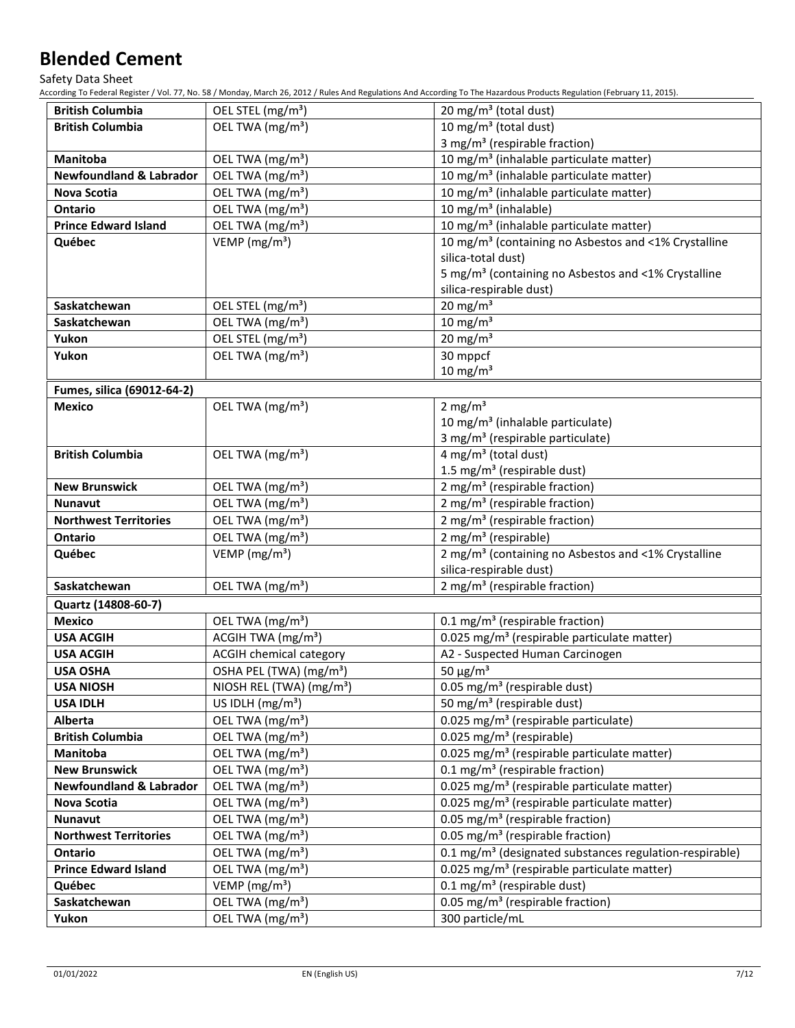| | | |
|---|---|---|
| **British Columbia** | OEL STEL (mg/m³) | 20 mg/m³ (total dust) |
| **British Columbia** | OEL TWA (mg/m³) | 10 mg/m³ (total dust)<br>3 mg/m³ (respirable fraction) |
| **Manitoba** | OEL TWA (mg/m³) | 10 mg/m³ (inhalable particulate matter) |
| **Newfoundland & Labrador** | OEL TWA (mg/m³) | 10 mg/m³ (inhalable particulate matter) |
| **Nova Scotia** | OEL TWA (mg/m³) | 10 mg/m³ (inhalable particulate matter) |
| **Ontario** | OEL TWA (mg/m³) | 10 mg/m³ (inhalable) |
| **Prince Edward Island** | OEL TWA (mg/m³) | 10 mg/m³ (inhalable particulate matter) |
| **Québec** | VEMP (mg/m³) | 10 mg/m³ (containing no Asbestos and <1% Crystalline silica-total dust)<br>5 mg/m³ (containing no Asbestos and <1% Crystalline silica-respirable dust) |
| **Saskatchewan** | OEL STEL (mg/m³) | 20 mg/m³ |
| **Saskatchewan** | OEL TWA (mg/m³) | 10 mg/m³ |
| **Yukon** | OEL STEL (mg/m³) | 20 mg/m³ |
| **Yukon** | OEL TWA (mg/m³) | 30 mppcf<br>10 mg/m³ |
| **Fumes, silica (69012-64-2)** | | |
| **Mexico** | OEL TWA (mg/m³) | 2 mg/m³<br>10 mg/m³ (inhalable particulate)<br>3 mg/m³ (respirable particulate) |
| **British Columbia** | OEL TWA (mg/m³) | 4 mg/m³ (total dust)<br>1.5 mg/m³ (respirable dust) |
| **New Brunswick** | OEL TWA (mg/m³) | 2 mg/m³ (respirable fraction) |
| **Nunavut** | OEL TWA (mg/m³) | 2 mg/m³ (respirable fraction) |
| **Northwest Territories** | OEL TWA (mg/m³) | 2 mg/m³ (respirable fraction) |
| **Ontario** | OEL TWA (mg/m³) | 2 mg/m³ (respirable) |
| **Québec** | VEMP (mg/m³) | 2 mg/m³ (containing no Asbestos and <1% Crystalline silica-respirable dust) |
| **Saskatchewan** | OEL TWA (mg/m³) | 2 mg/m³ (respirable fraction) |
| **Quartz (14808-60-7)** | | |
| **Mexico** | OEL TWA (mg/m³) | 0.1 mg/m³ (respirable fraction) |
| **USA ACGIH** | ACGIH TWA (mg/m³) | 0.025 mg/m³ (respirable particulate matter) |
| **USA ACGIH** | ACGIH chemical category | A2 - Suspected Human Carcinogen |
| **USA OSHA** | OSHA PEL (TWA) (mg/m³) | 50 µg/m³ |
| **USA NIOSH** | NIOSH REL (TWA) (mg/m³) | 0.05 mg/m³ (respirable dust) |
| **USA IDLH** | US IDLH (mg/m³) | 50 mg/m³ (respirable dust) |
| **Alberta** | OEL TWA (mg/m³) | 0.025 mg/m³ (respirable particulate) |
| **British Columbia** | OEL TWA (mg/m³) | 0.025 mg/m³ (respirable) |
| **Manitoba** | OEL TWA (mg/m³) | 0.025 mg/m³ (respirable particulate matter) |
| **New Brunswick** | OEL TWA (mg/m³) | 0.1 mg/m³ (respirable fraction) |
| **Newfoundland & Labrador** | OEL TWA (mg/m³) | 0.025 mg/m³ (respirable particulate matter) |
| **Nova Scotia** | OEL TWA (mg/m³) | 0.025 mg/m³ (respirable particulate matter) |
| **Nunavut** | OEL TWA (mg/m³) | 0.05 mg/m³ (respirable fraction) |
| **Northwest Territories** | OEL TWA (mg/m³) | 0.05 mg/m³ (respirable fraction) |
| **Ontario** | OEL TWA (mg/m³) | 0.1 mg/m³ (designated substances regulation-respirable) |
| **Prince Edward Island** | OEL TWA (mg/m³) | 0.025 mg/m³ (respirable particulate matter) |
| **Québec** | VEMP (mg/m³) | 0.1 mg/m³ (respirable dust) |
| **Saskatchewan** | OEL TWA (mg/m³) | 0.05 mg/m³ (respirable fraction) |
| **Yukon** | OEL TWA (mg/m³) | 300 particle/mL |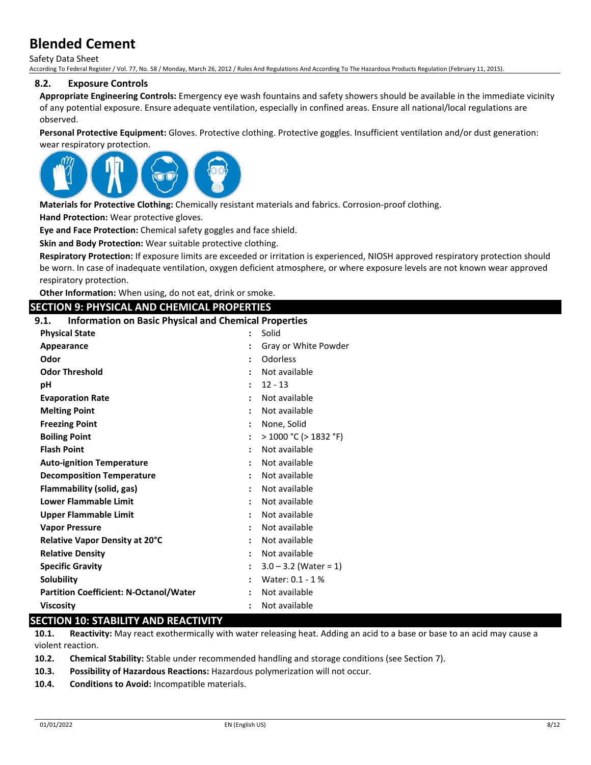### 8.2. Exposure Controls

**Appropriate Engineering Controls:** Emergency eye wash fountains and safety showers should be available in the immediate vicinity of any potential exposure. Ensure adequate ventilation, especially in confined areas. Ensure all national/local regulations are observed.

**Personal Protective Equipment:** Gloves. Protective clothing. Protective goggles. Insufficient ventilation and/or dust generation: wear respiratory protection.

**Materials for Protective Clothing:** Chemically resistant materials and fabrics. Corrosion-proof clothing.

**Hand Protection:** Wear protective gloves.

**Eye and Face Protection:** Chemical safety goggles and face shield.

**Skin and Body Protection:** Wear suitable protective clothing.

**Respiratory Protection:** If exposure limits are exceeded or irritation is experienced, NIOSH approved respiratory protection should be worn. In case of inadequate ventilation, oxygen deficient atmosphere, or where exposure levels are not known wear approved respiratory protection.

**Other Information:** When using, do not eat, drink or smoke.

## SECTION 9: PHYSICAL AND CHEMICAL PROPERTIES

### 9.1. Information on Basic Physical and Chemical Properties

| Property | Value |
|---|---|
| **Physical State** | Solid |
| **Appearance** | Gray or White Powder |
| **Odor** | Odorless |
| **Odor Threshold** | Not available |
| **pH** | 12 - 13 |
| **Evaporation Rate** | Not available |
| **Melting Point** | Not available |
| **Freezing Point** | None, Solid |
| **Boiling Point** | > 1000 °C (> 1832 °F) |
| **Flash Point** | Not available |
| **Auto-ignition Temperature** | Not available |
| **Decomposition Temperature** | Not available |
| **Flammability (solid, gas)** | Not available |
| **Lower Flammable Limit** | Not available |
| **Upper Flammable Limit** | Not available |
| **Vapor Pressure** | Not available |
| **Relative Vapor Density at 20°C** | Not available |
| **Relative Density** | Not available |
| **Specific Gravity** | 3.0 – 3.2 (Water = 1) |
| **Solubility** | Water: 0.1 - 1 % |
| **Partition Coefficient: N-Octanol/Water** | Not available |
| **Viscosity** | Not available |

## SECTION 10: STABILITY AND REACTIVITY

**10.1. Reactivity:** May react exothermically with water releasing heat. Adding an acid to a base or base to an acid may cause a violent reaction.

**10.2. Chemical Stability:** Stable under recommended handling and storage conditions (see Section 7).

**10.3. Possibility of Hazardous Reactions:** Hazardous polymerization will not occur.

**10.4. Conditions to Avoid:** Incompatible materials.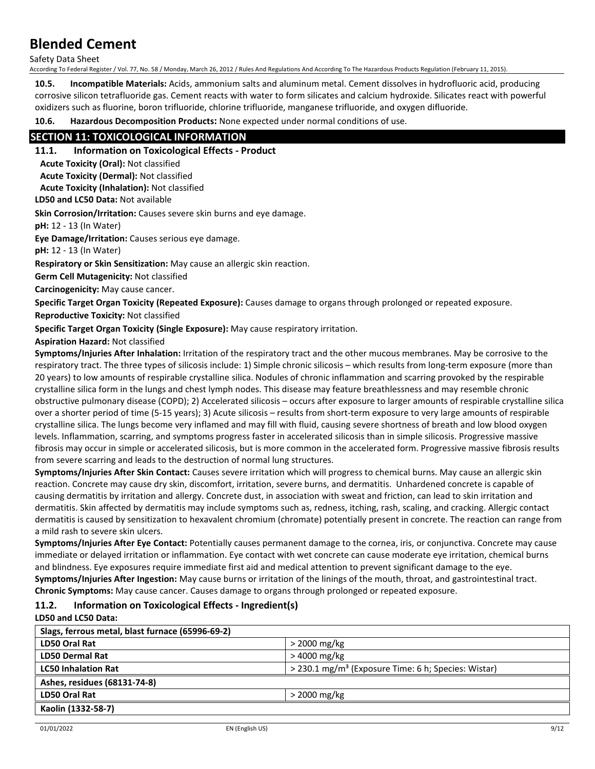**10.5. Incompatible Materials:** Acids, ammonium salts and aluminum metal. Cement dissolves in hydrofluoric acid, producing corrosive silicon tetrafluoride gas. Cement reacts with water to form silicates and calcium hydroxide. Silicates react with powerful oxidizers such as fluorine, boron trifluoride, chlorine trifluoride, manganese trifluoride, and oxygen difluoride.

**10.6. Hazardous Decomposition Products:** None expected under normal conditions of use.

## SECTION 11: TOXICOLOGICAL INFORMATION

### 11.1. Information on Toxicological Effects - Product

**Acute Toxicity (Oral):** Not classified

**Acute Toxicity (Dermal):** Not classified

**Acute Toxicity (Inhalation):** Not classified

**LD50 and LC50 Data:** Not available

**Skin Corrosion/Irritation:** Causes severe skin burns and eye damage.

**pH:** 12 - 13 (In Water)

**Eye Damage/Irritation:** Causes serious eye damage.

**pH:** 12 - 13 (In Water)

**Respiratory or Skin Sensitization:** May cause an allergic skin reaction.

**Germ Cell Mutagenicity:** Not classified

**Carcinogenicity:** May cause cancer.

**Specific Target Organ Toxicity (Repeated Exposure):** Causes damage to organs through prolonged or repeated exposure.

**Reproductive Toxicity:** Not classified

**Specific Target Organ Toxicity (Single Exposure):** May cause respiratory irritation.

**Aspiration Hazard:** Not classified

**Symptoms/Injuries After Inhalation:** Irritation of the respiratory tract and the other mucous membranes. May be corrosive to the respiratory tract. The three types of silicosis include: 1) Simple chronic silicosis – which results from long-term exposure (more than 20 years) to low amounts of respirable crystalline silica. Nodules of chronic inflammation and scarring provoked by the respirable crystalline silica form in the lungs and chest lymph nodes. This disease may feature breathlessness and may resemble chronic obstructive pulmonary disease (COPD); 2) Accelerated silicosis – occurs after exposure to larger amounts of respirable crystalline silica over a shorter period of time (5-15 years); 3) Acute silicosis – results from short-term exposure to very large amounts of respirable crystalline silica. The lungs become very inflamed and may fill with fluid, causing severe shortness of breath and low blood oxygen levels. Inflammation, scarring, and symptoms progress faster in accelerated silicosis than in simple silicosis. Progressive massive fibrosis may occur in simple or accelerated silicosis, but is more common in the accelerated form. Progressive massive fibrosis results from severe scarring and leads to the destruction of normal lung structures.

**Symptoms/Injuries After Skin Contact:** Causes severe irritation which will progress to chemical burns. May cause an allergic skin reaction. Concrete may cause dry skin, discomfort, irritation, severe burns, and dermatitis. Unhardened concrete is capable of causing dermatitis by irritation and allergy. Concrete dust, in association with sweat and friction, can lead to skin irritation and dermatitis. Skin affected by dermatitis may include symptoms such as, redness, itching, rash, scaling, and cracking. Allergic contact dermatitis is caused by sensitization to hexavalent chromium (chromate) potentially present in concrete. The reaction can range from a mild rash to severe skin ulcers.

**Symptoms/Injuries After Eye Contact:** Potentially causes permanent damage to the cornea, iris, or conjunctiva. Concrete may cause immediate or delayed irritation or inflammation. Eye contact with wet concrete can cause moderate eye irritation, chemical burns and blindness. Eye exposures require immediate first aid and medical attention to prevent significant damage to the eye.

**Symptoms/Injuries After Ingestion:** May cause burns or irritation of the linings of the mouth, throat, and gastrointestinal tract.

**Chronic Symptoms:** May cause cancer. Causes damage to organs through prolonged or repeated exposure.

### 11.2. Information on Toxicological Effects - Ingredient(s)

**LD50 and LC50 Data:**

| **Slags, ferrous metal, blast furnace (65996-69-2)** | |
|---|---|
| **LD50 Oral Rat** | > 2000 mg/kg |
| **LD50 Dermal Rat** | > 4000 mg/kg |
| **LC50 Inhalation Rat** | > 230.1 mg/m³ (Exposure Time: 6 h; Species: Wistar) |
| **Ashes, residues (68131-74-8)** | |
| **LD50 Oral Rat** | > 2000 mg/kg |
| **Kaolin (1332-58-7)** | |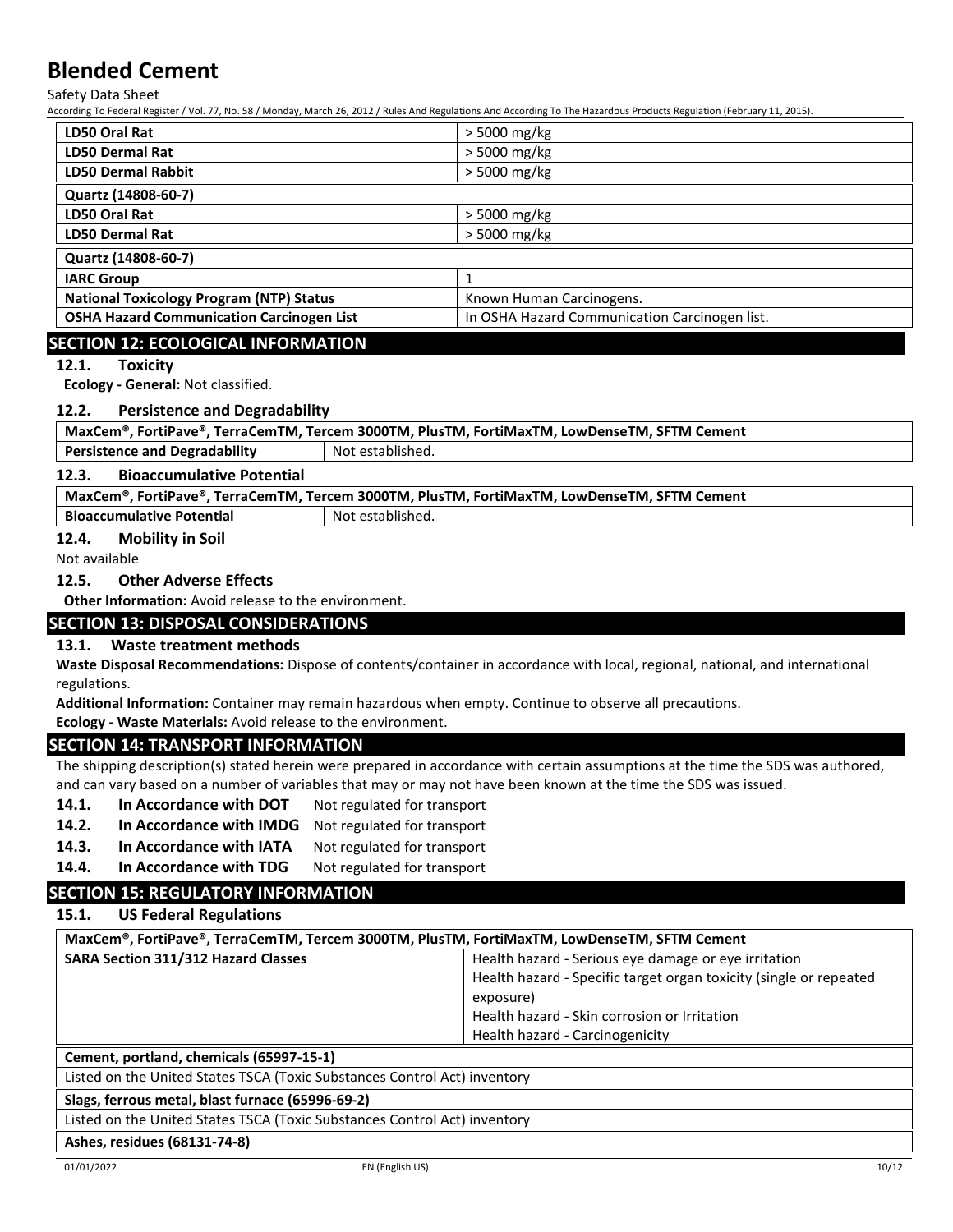| LD50 Oral Rat | > 5000 mg/kg |
|---|---|
| LD50 Dermal Rat | > 5000 mg/kg |
| LD50 Dermal Rabbit | > 5000 mg/kg |

| Quartz (14808-60-7) | |
|---|---|
| LD50 Oral Rat | > 5000 mg/kg |
| LD50 Dermal Rat | > 5000 mg/kg |

| Quartz (14808-60-7) | |
|---|---|
| IARC Group | 1 |
| National Toxicology Program (NTP) Status | Known Human Carcinogens. |
| OSHA Hazard Communication Carcinogen List | In OSHA Hazard Communication Carcinogen list. |

## SECTION 12: ECOLOGICAL INFORMATION

### 12.1. Toxicity

**Ecology - General:** Not classified.

### 12.2. Persistence and Degradability

| MaxCem®, FortiPave®, TerraCemTM, Tercem 3000TM, PlusTM, FortiMaxTM, LowDenseTM, SFTM Cement | |
|---|---|
| Persistence and Degradability | Not established. |

### 12.3. Bioaccumulative Potential

| MaxCem®, FortiPave®, TerraCemTM, Tercem 3000TM, PlusTM, FortiMaxTM, LowDenseTM, SFTM Cement | |
|---|---|
| Bioaccumulative Potential | Not established. |

### 12.4. Mobility in Soil

Not available

### 12.5. Other Adverse Effects

**Other Information:** Avoid release to the environment.

## SECTION 13: DISPOSAL CONSIDERATIONS

### 13.1. Waste treatment methods

**Waste Disposal Recommendations:** Dispose of contents/container in accordance with local, regional, national, and international regulations.

**Additional Information:** Container may remain hazardous when empty. Continue to observe all precautions.

**Ecology - Waste Materials:** Avoid release to the environment.

## SECTION 14: TRANSPORT INFORMATION

The shipping description(s) stated herein were prepared in accordance with certain assumptions at the time the SDS was authored, and can vary based on a number of variables that may or may not have been known at the time the SDS was issued.

**14.1. In Accordance with DOT** Not regulated for transport

**14.2. In Accordance with IMDG** Not regulated for transport

**14.3. In Accordance with IATA** Not regulated for transport

**14.4. In Accordance with TDG** Not regulated for transport

## SECTION 15: REGULATORY INFORMATION

### 15.1. US Federal Regulations

| MaxCem®, FortiPave®, TerraCemTM, Tercem 3000TM, PlusTM, FortiMaxTM, LowDenseTM, SFTM Cement | |
|---|---|
| SARA Section 311/312 Hazard Classes | Health hazard - Serious eye damage or eye irritation<br>Health hazard - Specific target organ toxicity (single or repeated exposure)<br>Health hazard - Skin corrosion or Irritation<br>Health hazard - Carcinogenicity |

| Cement, portland, chemicals (65997-15-1) |
|---|
| Listed on the United States TSCA (Toxic Substances Control Act) inventory |

| Slags, ferrous metal, blast furnace (65996-69-2) |
|---|
| Listed on the United States TSCA (Toxic Substances Control Act) inventory |

| Ashes, residues (68131-74-8) |
|---|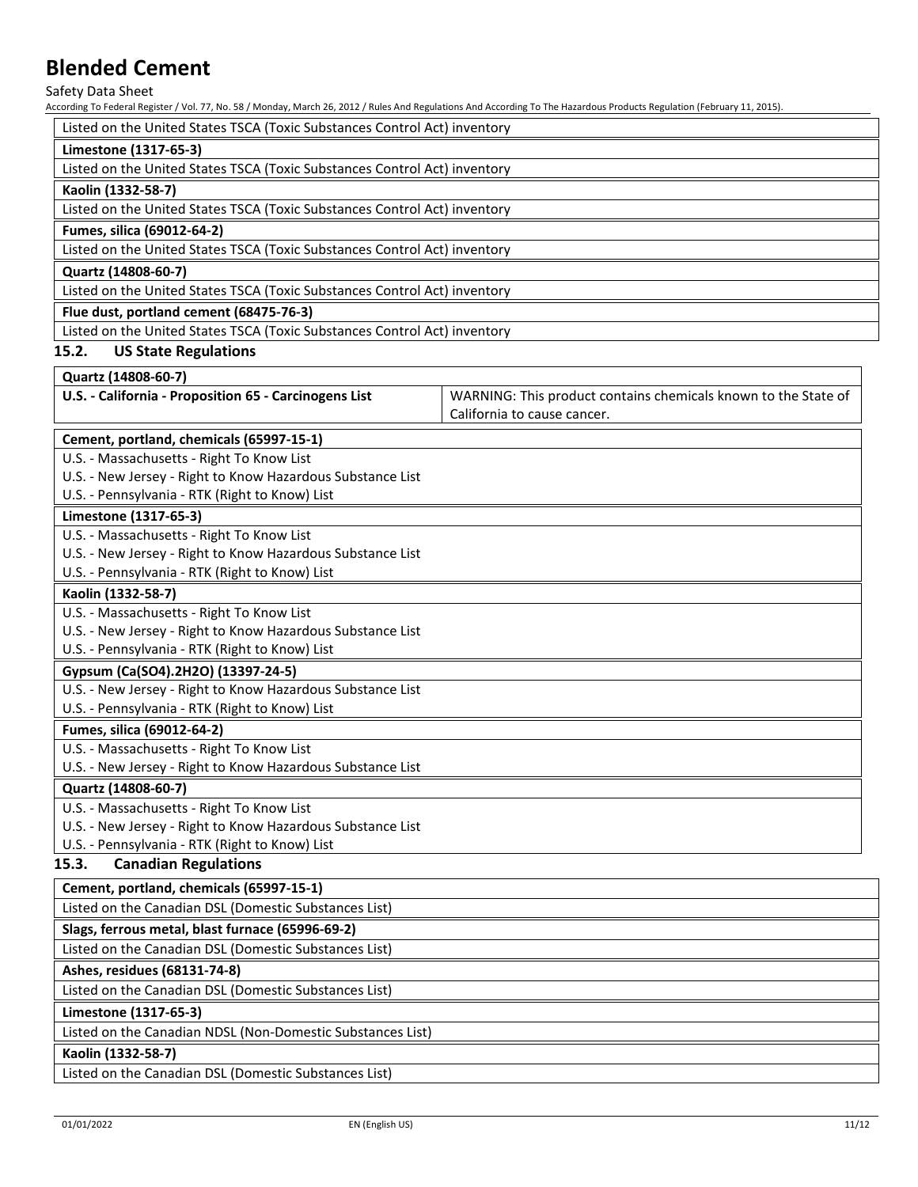Listed on the United States TSCA (Toxic Substances Control Act) inventory

**Limestone (1317-65-3)**

Listed on the United States TSCA (Toxic Substances Control Act) inventory

**Kaolin (1332-58-7)**

Listed on the United States TSCA (Toxic Substances Control Act) inventory

**Fumes, silica (69012-64-2)**

Listed on the United States TSCA (Toxic Substances Control Act) inventory

**Quartz (14808-60-7)**

Listed on the United States TSCA (Toxic Substances Control Act) inventory

**Flue dust, portland cement (68475-76-3)**

Listed on the United States TSCA (Toxic Substances Control Act) inventory

## 15.2. US State Regulations

| **Quartz (14808-60-7)** | |
|---|---|
| **U.S. - California - Proposition 65 - Carcinogens List** | WARNING: This product contains chemicals known to the State of California to cause cancer. |

**Cement, portland, chemicals (65997-15-1)**

U.S. - Massachusetts - Right To Know List
U.S. - New Jersey - Right to Know Hazardous Substance List
U.S. - Pennsylvania - RTK (Right to Know) List

**Limestone (1317-65-3)**

U.S. - Massachusetts - Right To Know List
U.S. - New Jersey - Right to Know Hazardous Substance List
U.S. - Pennsylvania - RTK (Right to Know) List

**Kaolin (1332-58-7)**

U.S. - Massachusetts - Right To Know List
U.S. - New Jersey - Right to Know Hazardous Substance List
U.S. - Pennsylvania - RTK (Right to Know) List

**Gypsum (Ca(SO4).2H2O) (13397-24-5)**

U.S. - New Jersey - Right to Know Hazardous Substance List
U.S. - Pennsylvania - RTK (Right to Know) List

**Fumes, silica (69012-64-2)**

U.S. - Massachusetts - Right To Know List
U.S. - New Jersey - Right to Know Hazardous Substance List

**Quartz (14808-60-7)**

U.S. - Massachusetts - Right To Know List
U.S. - New Jersey - Right to Know Hazardous Substance List
U.S. - Pennsylvania - RTK (Right to Know) List

## 15.3. Canadian Regulations

**Cement, portland, chemicals (65997-15-1)**

Listed on the Canadian DSL (Domestic Substances List)

**Slags, ferrous metal, blast furnace (65996-69-2)**

Listed on the Canadian DSL (Domestic Substances List)

**Ashes, residues (68131-74-8)**

Listed on the Canadian DSL (Domestic Substances List)

**Limestone (1317-65-3)**

Listed on the Canadian NDSL (Non-Domestic Substances List)

**Kaolin (1332-58-7)**

Listed on the Canadian DSL (Domestic Substances List)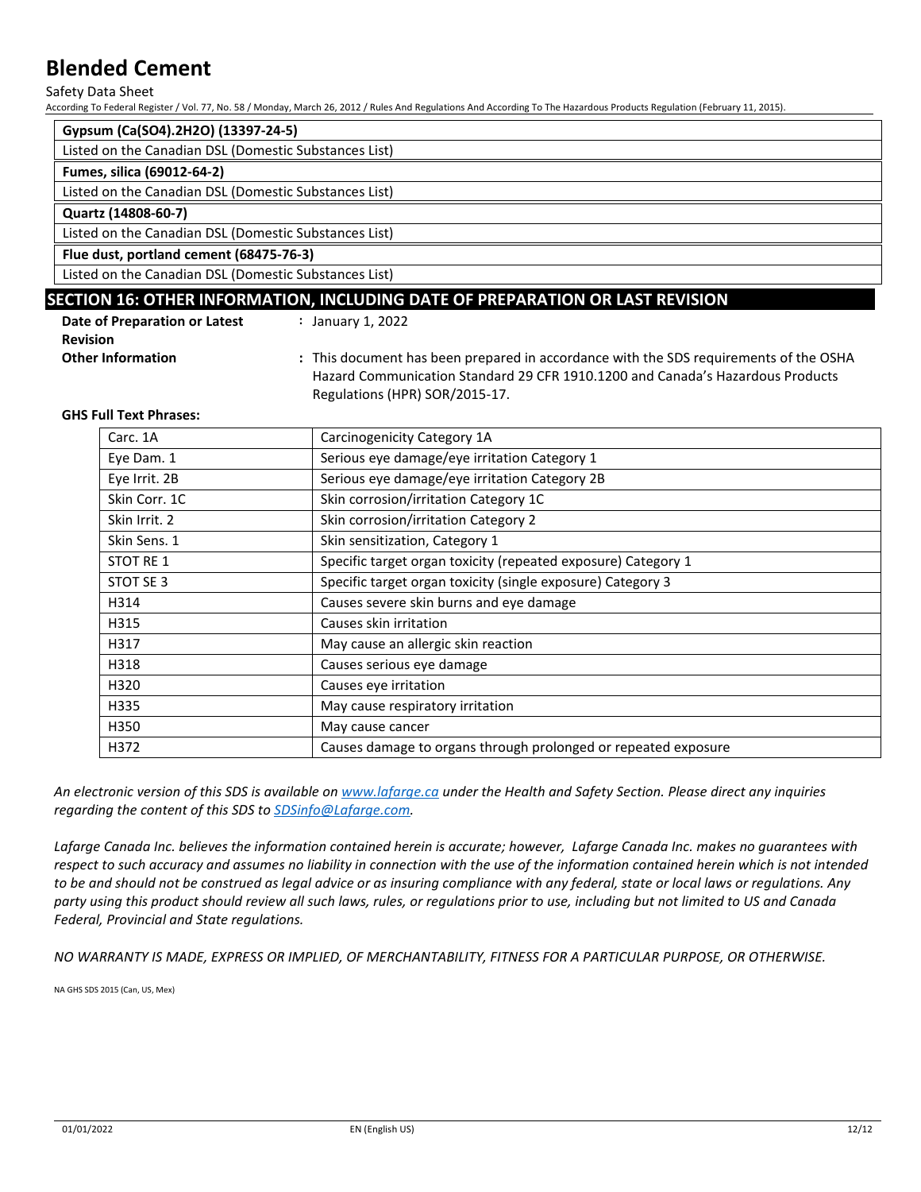| Gypsum (Ca(SO4).2H2O) (13397-24-5) |
|---|
| Listed on the Canadian DSL (Domestic Substances List) |

| Fumes, silica (69012-64-2) |
|---|
| Listed on the Canadian DSL (Domestic Substances List) |

| Quartz (14808-60-7) |
|---|
| Listed on the Canadian DSL (Domestic Substances List) |

| Flue dust, portland cement (68475-76-3) |
|---|
| Listed on the Canadian DSL (Domestic Substances List) |

## SECTION 16: OTHER INFORMATION, INCLUDING DATE OF PREPARATION OR LAST REVISION

**Date of Preparation or Latest Revision** : January 1, 2022

**Other Information** : This document has been prepared in accordance with the SDS requirements of the OSHA Hazard Communication Standard 29 CFR 1910.1200 and Canada's Hazardous Products Regulations (HPR) SOR/2015-17.

**GHS Full Text Phrases:**

| | |
|---|---|
| Carc. 1A | Carcinogenicity Category 1A |
| Eye Dam. 1 | Serious eye damage/eye irritation Category 1 |
| Eye Irrit. 2B | Serious eye damage/eye irritation Category 2B |
| Skin Corr. 1C | Skin corrosion/irritation Category 1C |
| Skin Irrit. 2 | Skin corrosion/irritation Category 2 |
| Skin Sens. 1 | Skin sensitization, Category 1 |
| STOT RE 1 | Specific target organ toxicity (repeated exposure) Category 1 |
| STOT SE 3 | Specific target organ toxicity (single exposure) Category 3 |
| H314 | Causes severe skin burns and eye damage |
| H315 | Causes skin irritation |
| H317 | May cause an allergic skin reaction |
| H318 | Causes serious eye damage |
| H320 | Causes eye irritation |
| H335 | May cause respiratory irritation |
| H350 | May cause cancer |
| H372 | Causes damage to organs through prolonged or repeated exposure |

*An electronic version of this SDS is available on www.lafarge.ca under the Health and Safety Section. Please direct any inquiries regarding the content of this SDS to SDSinfo@Lafarge.com.*

*Lafarge Canada Inc. believes the information contained herein is accurate; however, Lafarge Canada Inc. makes no guarantees with respect to such accuracy and assumes no liability in connection with the use of the information contained herein which is not intended to be and should not be construed as legal advice or as insuring compliance with any federal, state or local laws or regulations. Any party using this product should review all such laws, rules, or regulations prior to use, including but not limited to US and Canada Federal, Provincial and State regulations.*

*NO WARRANTY IS MADE, EXPRESS OR IMPLIED, OF MERCHANTABILITY, FITNESS FOR A PARTICULAR PURPOSE, OR OTHERWISE.*

NA GHS SDS 2015 (Can, US, Mex)